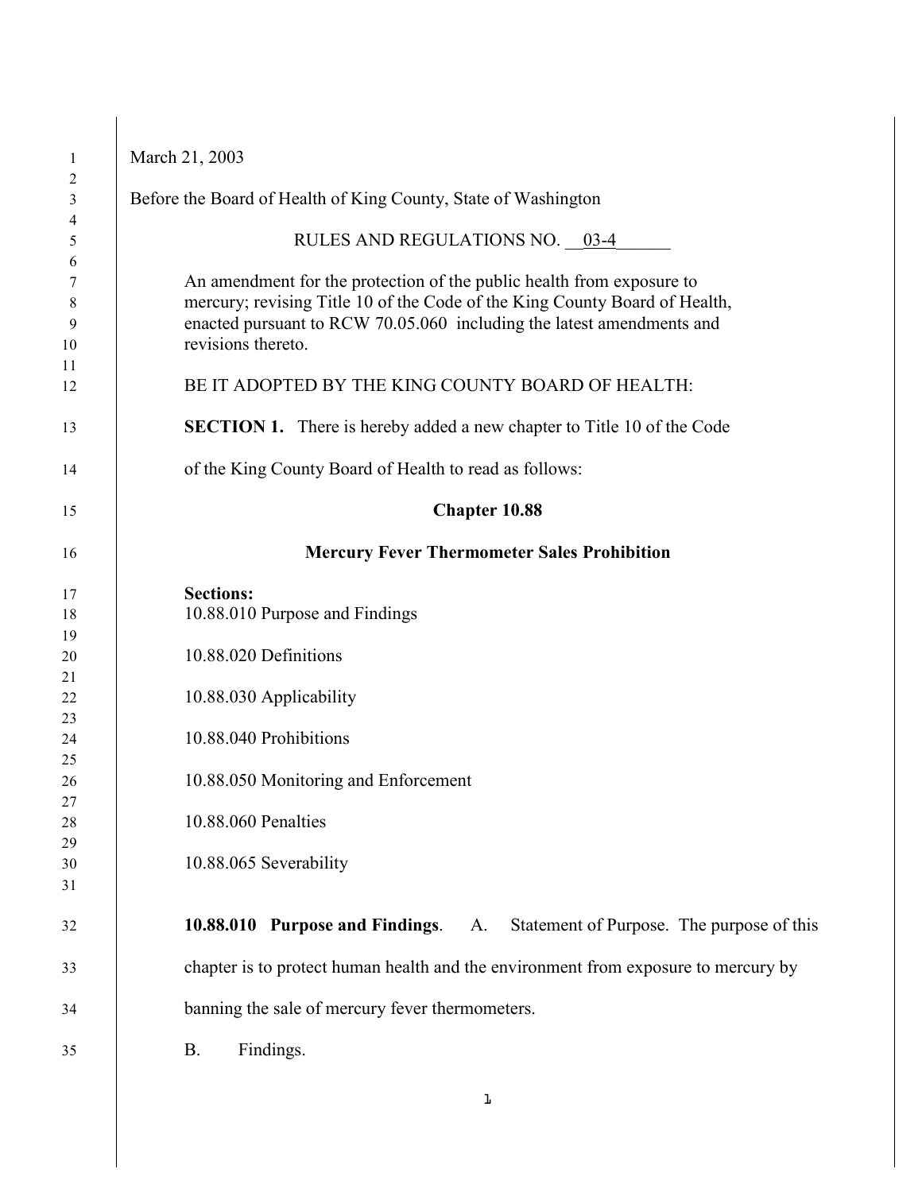March 21, 2003

Before the Board of Health of King County, State of Washington

RULES AND REGULATIONS NO. 03-4

An amendment for the protection of the public health from exposure to mercury; revising Title 10 of the Code of the King County Board of Health, enacted pursuant to RCW 70.05.060 including the latest amendments and revisions thereto.

BE IT ADOPTED BY THE KING COUNTY BOARD OF HEALTH:

**SECTION 1.** There is hereby added a new chapter to Title 10 of the Code of the King County Board of Health to read as follows:

## Chapter 10.88

## Mercury Fever Thermometer Sales Prohibition

**Sections:**

10.88.010 Purpose and Findings

10.88.020 Definitions

10.88.030 Applicability

10.88.040 Prohibitions

10.88.050 Monitoring and Enforcement

10.88.060 Penalties

10.88.065 Severability

**10.88.010 Purpose and Findings**. A. Statement of Purpose. The purpose of this chapter is to protect human health and the environment from exposure to mercury by banning the sale of mercury fever thermometers.

B. Findings.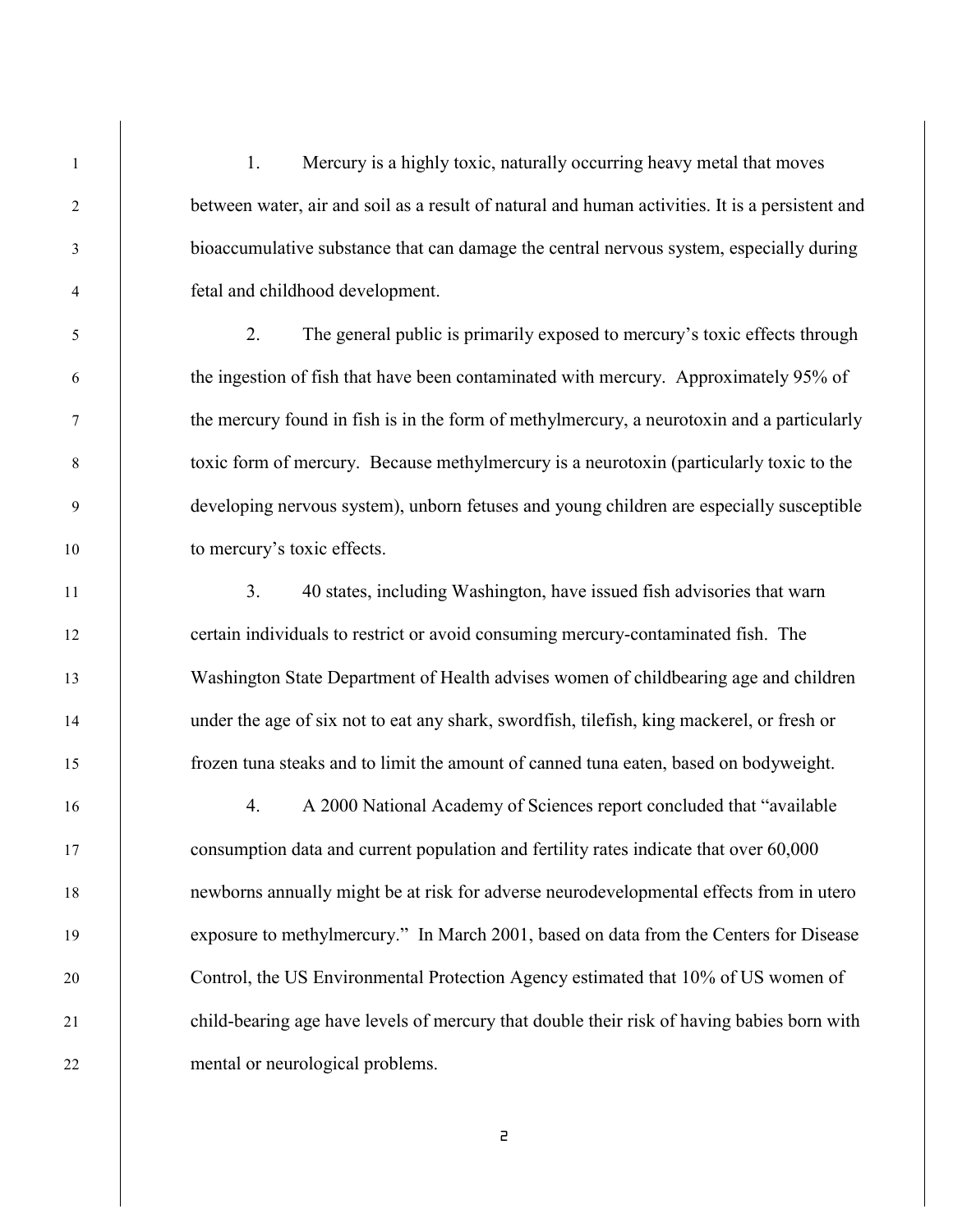1. Mercury is a highly toxic, naturally occurring heavy metal that moves between water, air and soil as a result of natural and human activities. It is a persistent and bioaccumulative substance that can damage the central nervous system, especially during fetal and childhood development.

2. The general public is primarily exposed to mercury's toxic effects through the ingestion of fish that have been contaminated with mercury. Approximately 95% of the mercury found in fish is in the form of methylmercury, a neurotoxin and a particularly toxic form of mercury. Because methylmercury is a neurotoxin (particularly toxic to the developing nervous system), unborn fetuses and young children are especially susceptible to mercury's toxic effects.

3. 40 states, including Washington, have issued fish advisories that warn certain individuals to restrict or avoid consuming mercury-contaminated fish. The Washington State Department of Health advises women of childbearing age and children under the age of six not to eat any shark, swordfish, tilefish, king mackerel, or fresh or frozen tuna steaks and to limit the amount of canned tuna eaten, based on bodyweight.

4. A 2000 National Academy of Sciences report concluded that "available consumption data and current population and fertility rates indicate that over 60,000 newborns annually might be at risk for adverse neurodevelopmental effects from in utero exposure to methylmercury." In March 2001, based on data from the Centers for Disease Control, the US Environmental Protection Agency estimated that 10% of US women of child-bearing age have levels of mercury that double their risk of having babies born with mental or neurological problems.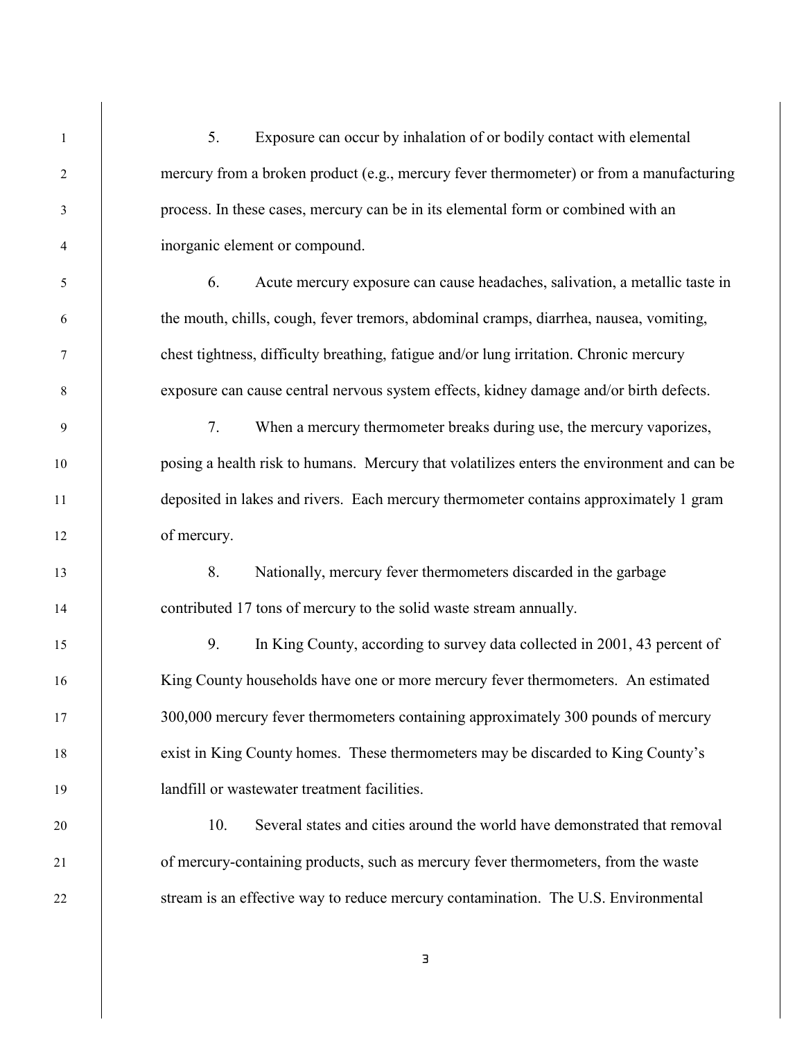5. Exposure can occur by inhalation of or bodily contact with elemental mercury from a broken product (e.g., mercury fever thermometer) or from a manufacturing process. In these cases, mercury can be in its elemental form or combined with an inorganic element or compound.

6. Acute mercury exposure can cause headaches, salivation, a metallic taste in the mouth, chills, cough, fever tremors, abdominal cramps, diarrhea, nausea, vomiting, chest tightness, difficulty breathing, fatigue and/or lung irritation. Chronic mercury exposure can cause central nervous system effects, kidney damage and/or birth defects.

7. When a mercury thermometer breaks during use, the mercury vaporizes, posing a health risk to humans. Mercury that volatilizes enters the environment and can be deposited in lakes and rivers. Each mercury thermometer contains approximately 1 gram of mercury.

8. Nationally, mercury fever thermometers discarded in the garbage contributed 17 tons of mercury to the solid waste stream annually.

9. In King County, according to survey data collected in 2001, 43 percent of King County households have one or more mercury fever thermometers. An estimated 300,000 mercury fever thermometers containing approximately 300 pounds of mercury exist in King County homes. These thermometers may be discarded to King County's landfill or wastewater treatment facilities.

10. Several states and cities around the world have demonstrated that removal of mercury-containing products, such as mercury fever thermometers, from the waste stream is an effective way to reduce mercury contamination. The U.S. Environmental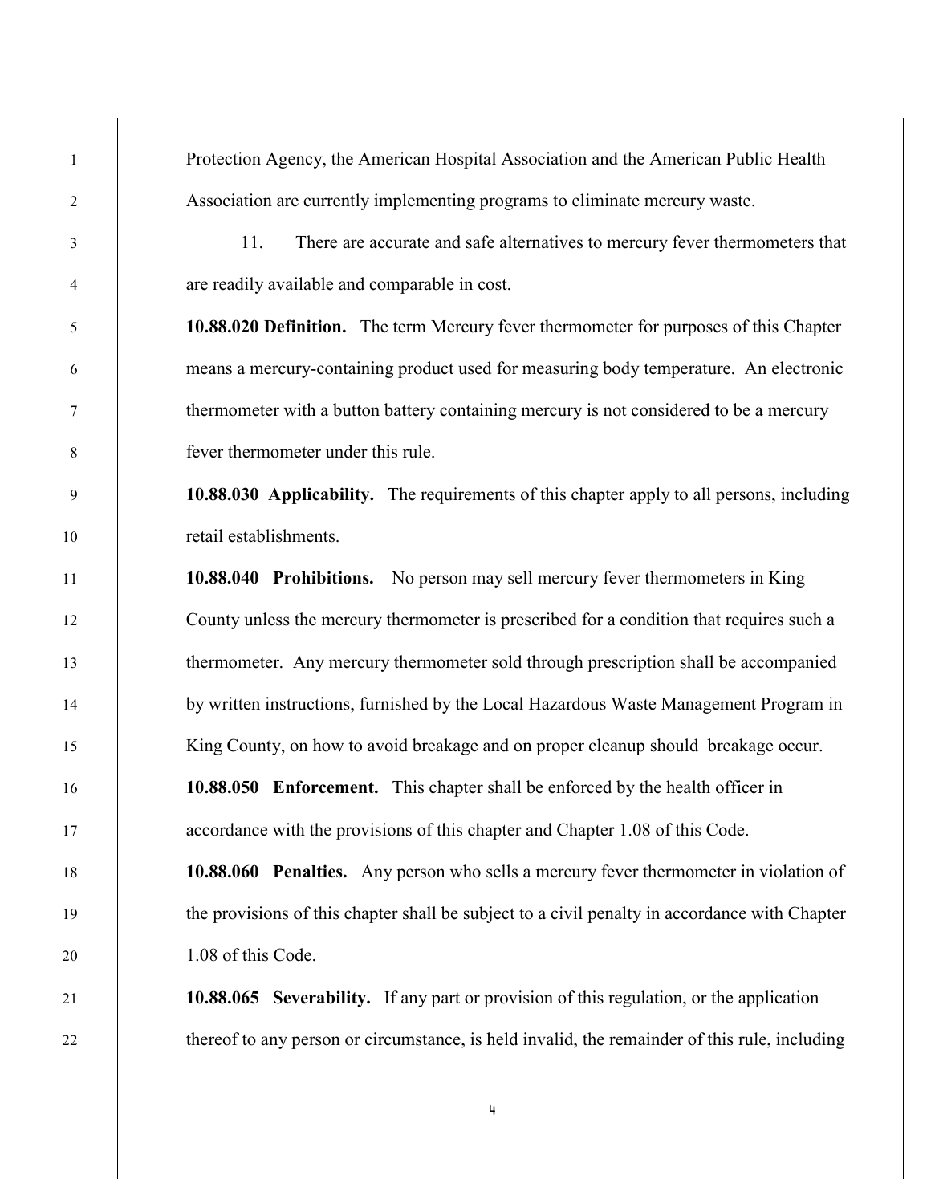Protection Agency, the American Hospital Association and the American Public Health Association are currently implementing programs to eliminate mercury waste.

11. There are accurate and safe alternatives to mercury fever thermometers that are readily available and comparable in cost.

**10.88.020 Definition.** The term Mercury fever thermometer for purposes of this Chapter means a mercury-containing product used for measuring body temperature. An electronic thermometer with a button battery containing mercury is not considered to be a mercury fever thermometer under this rule.

**10.88.030 Applicability.** The requirements of this chapter apply to all persons, including retail establishments.

**10.88.040 Prohibitions.** No person may sell mercury fever thermometers in King County unless the mercury thermometer is prescribed for a condition that requires such a thermometer. Any mercury thermometer sold through prescription shall be accompanied by written instructions, furnished by the Local Hazardous Waste Management Program in King County, on how to avoid breakage and on proper cleanup should breakage occur.

**10.88.050 Enforcement.** This chapter shall be enforced by the health officer in accordance with the provisions of this chapter and Chapter 1.08 of this Code.

**10.88.060 Penalties.** Any person who sells a mercury fever thermometer in violation of the provisions of this chapter shall be subject to a civil penalty in accordance with Chapter 1.08 of this Code.

**10.88.065 Severability.** If any part or provision of this regulation, or the application thereof to any person or circumstance, is held invalid, the remainder of this rule, including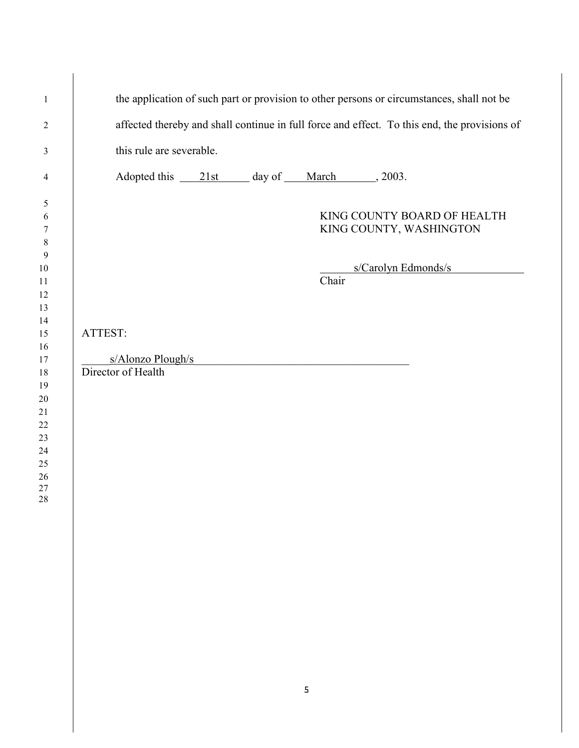the application of such part or provision to other persons or circumstances, shall not be affected thereby and shall continue in full force and effect. To this end, the provisions of this rule are severable.

Adopted this 21st day of March, 2003.

KING COUNTY BOARD OF HEALTH
KING COUNTY, WASHINGTON

s/Carolyn Edmonds/s
Chair

ATTEST:

s/Alonzo Plough/s
Director of Health